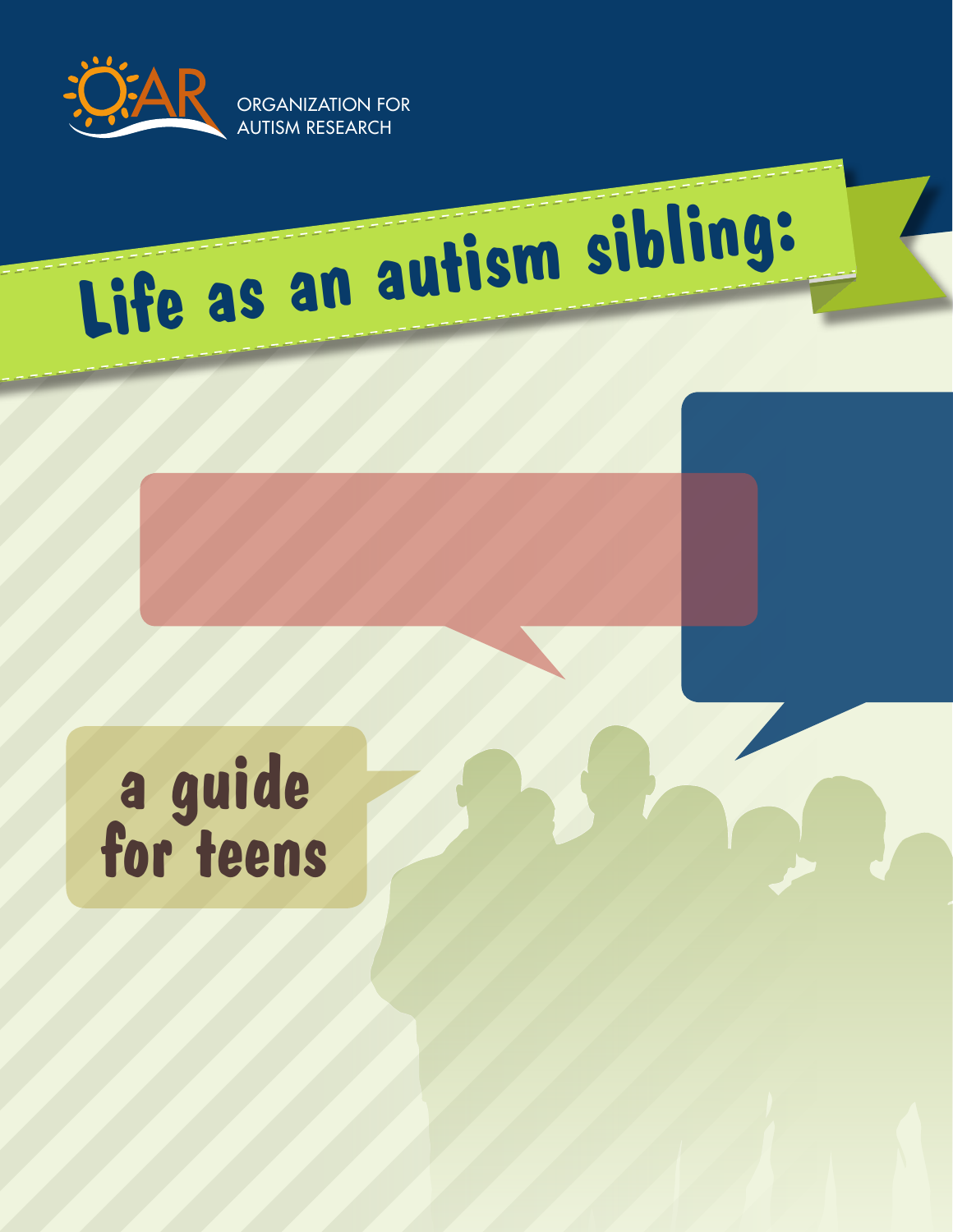ORGANIZATION FOR AUTISM RESEARCH

# Life as an autism sibling:

## a guide for teens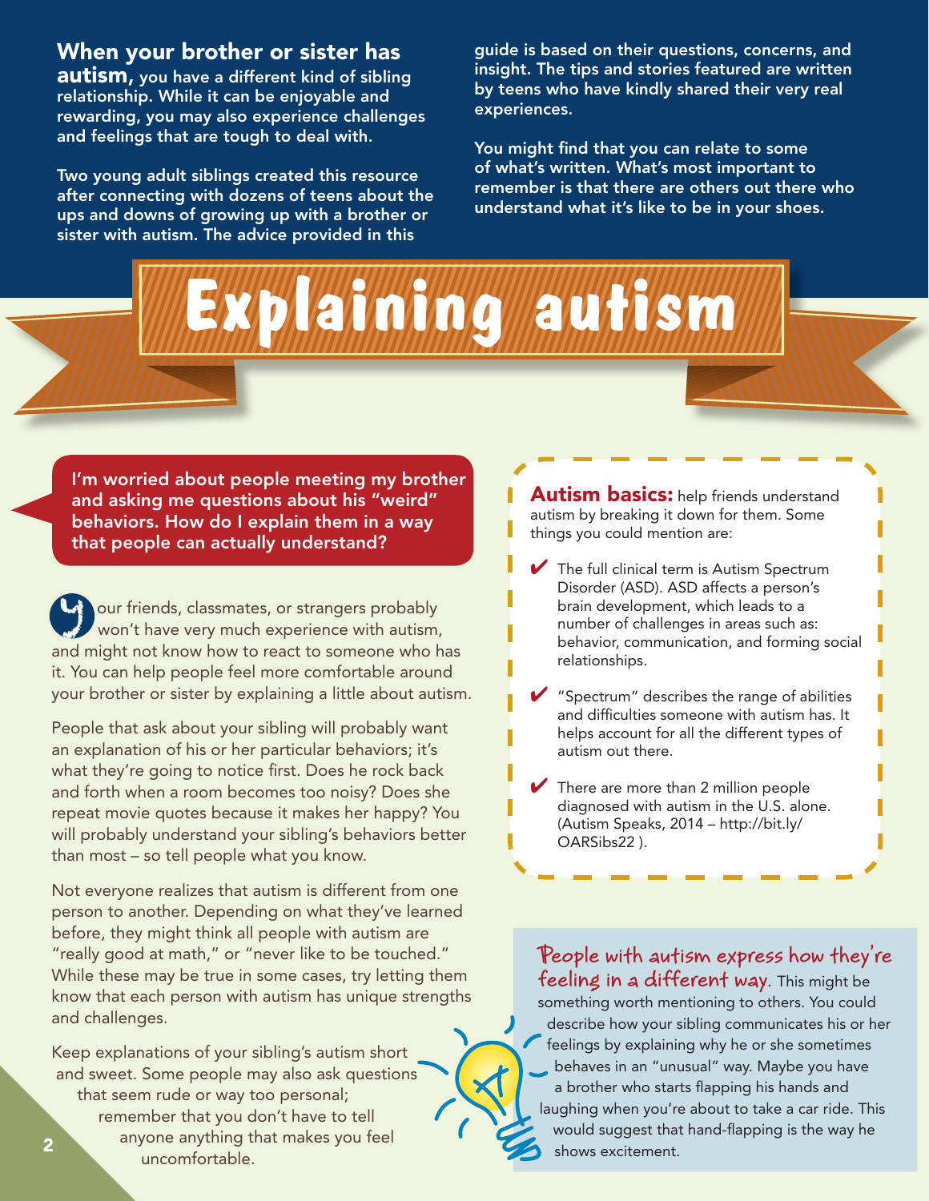**When your brother or sister has autism,** you have a different kind of sibling relationship. While it can be enjoyable and rewarding, you may also experience challenges and feelings that are tough to deal with.

Two young adult siblings created this resource after connecting with dozens of teens about the ups and downs of growing up with a brother or sister with autism. The advice provided in this guide is based on their questions, concerns, and insight. The tips and stories featured are written by teens who have kindly shared their very real experiences.

You might find that you can relate to some of what's written. What's most important to remember is that there are others out there who understand what it's like to be in your shoes.

# Explaining autism

**I'm worried about people meeting my brother and asking me questions about his "weird" behaviors. How do I explain them in a way that people can actually understand?**

Your friends, classmates, or strangers probably won't have very much experience with autism, and might not know how to react to someone who has it. You can help people feel more comfortable around your brother or sister by explaining a little about autism.

People that ask about your sibling will probably want an explanation of his or her particular behaviors; it's what they're going to notice first. Does he rock back and forth when a room becomes too noisy? Does she repeat movie quotes because it makes her happy? You will probably understand your sibling's behaviors better than most – so tell people what you know.

Not everyone realizes that autism is different from one person to another. Depending on what they've learned before, they might think all people with autism are "really good at math," or "never like to be touched." While these may be true in some cases, try letting them know that each person with autism has unique strengths and challenges.

Keep explanations of your sibling's autism short and sweet. Some people may also ask questions that seem rude or way too personal; remember that you don't have to tell anyone anything that makes you feel uncomfortable.

**Autism basics:** help friends understand autism by breaking it down for them. Some things you could mention are:

- ✔ The full clinical term is Autism Spectrum Disorder (ASD). ASD affects a person's brain development, which leads to a number of challenges in areas such as: behavior, communication, and forming social relationships.
- ✔ "Spectrum" describes the range of abilities and difficulties someone with autism has. It helps account for all the different types of autism out there.
- ✔ There are more than 2 million people diagnosed with autism in the U.S. alone. (Autism Speaks, 2014 – http://bit.ly/OARSibs22 ).

**People with autism express how they're feeling in a different way.** This might be something worth mentioning to others. You could describe how your sibling communicates his or her feelings by explaining why he or she sometimes behaves in an "unusual" way. Maybe you have a brother who starts flapping his hands and laughing when you're about to take a car ride. This would suggest that hand-flapping is the way he shows excitement.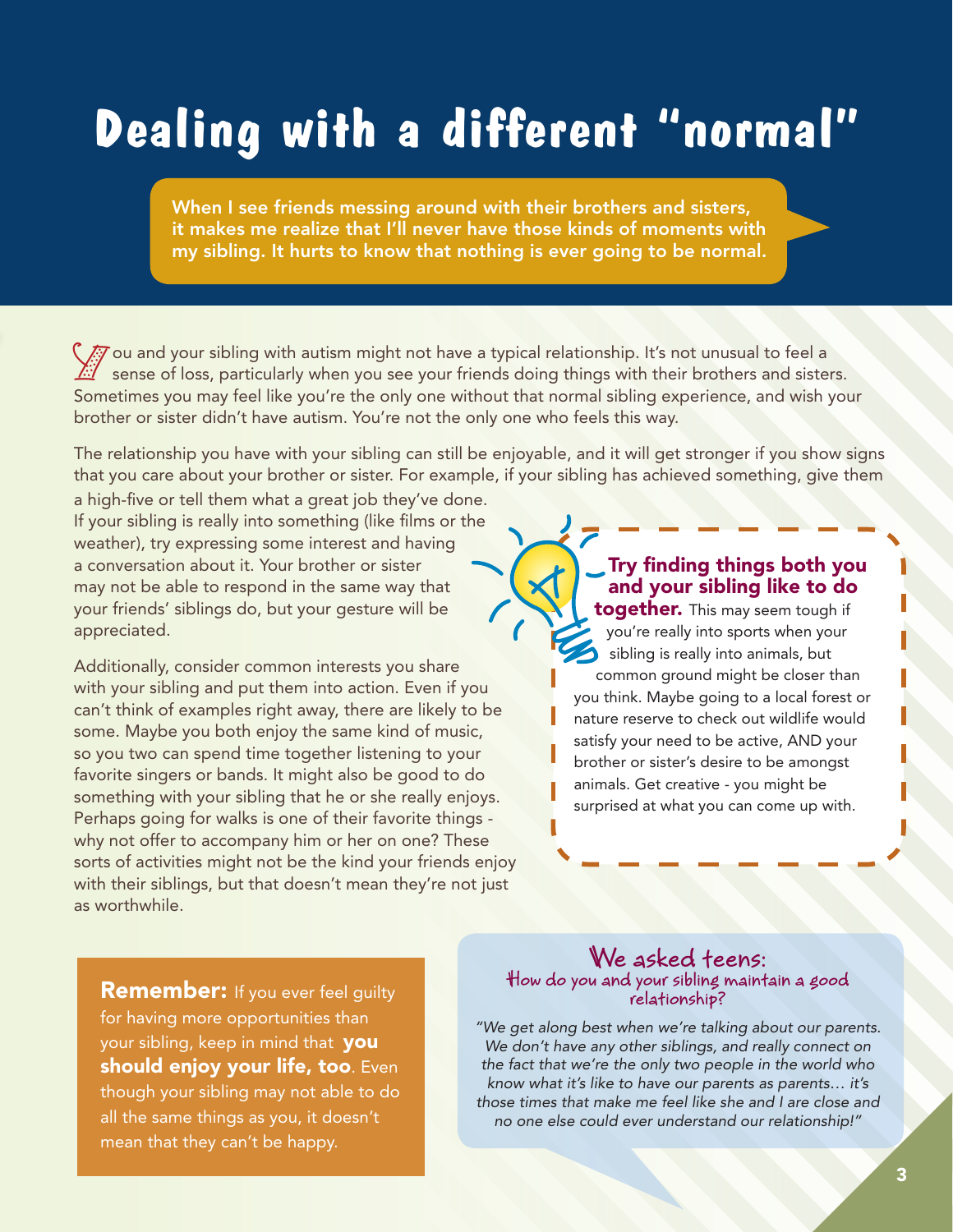# Dealing with a different "normal"

**When I see friends messing around with their brothers and sisters, it makes me realize that I'll never have those kinds of moments with my sibling. It hurts to know that nothing is ever going to be normal.**

You and your sibling with autism might not have a typical relationship. It's not unusual to feel a sense of loss, particularly when you see your friends doing things with their brothers and sisters. Sometimes you may feel like you're the only one without that normal sibling experience, and wish your brother or sister didn't have autism. You're not the only one who feels this way.

The relationship you have with your sibling can still be enjoyable, and it will get stronger if you show signs that you care about your brother or sister. For example, if your sibling has achieved something, give them a high-five or tell them what a great job they've done. If your sibling is really into something (like films or the weather), try expressing some interest and having a conversation about it. Your brother or sister may not be able to respond in the same way that your friends' siblings do, but your gesture will be appreciated.

Additionally, consider common interests you share with your sibling and put them into action. Even if you can't think of examples right away, there are likely to be some. Maybe you both enjoy the same kind of music, so you two can spend time together listening to your favorite singers or bands. It might also be good to do something with your sibling that he or she really enjoys. Perhaps going for walks is one of their favorite things - why not offer to accompany him or her on one? These sorts of activities might not be the kind your friends enjoy with their siblings, but that doesn't mean they're not just as worthwhile.

**Try finding things both you and your sibling like to do together.** This may seem tough if you're really into sports when your sibling is really into animals, but common ground might be closer than you think. Maybe going to a local forest or nature reserve to check out wildlife would satisfy your need to be active, AND your brother or sister's desire to be amongst animals. Get creative - you might be surprised at what you can come up with.

**Remember:** If you ever feel guilty for having more opportunities than your sibling, keep in mind that **you should enjoy your life, too**. Even though your sibling may not able to do all the same things as you, it doesn't mean that they can't be happy.

## We asked teens:

### How do you and your sibling maintain a good relationship?

*"We get along best when we're talking about our parents. We don't have any other siblings, and really connect on the fact that we're the only two people in the world who know what it's like to have our parents as parents… it's those times that make me feel like she and I are close and no one else could ever understand our relationship!"*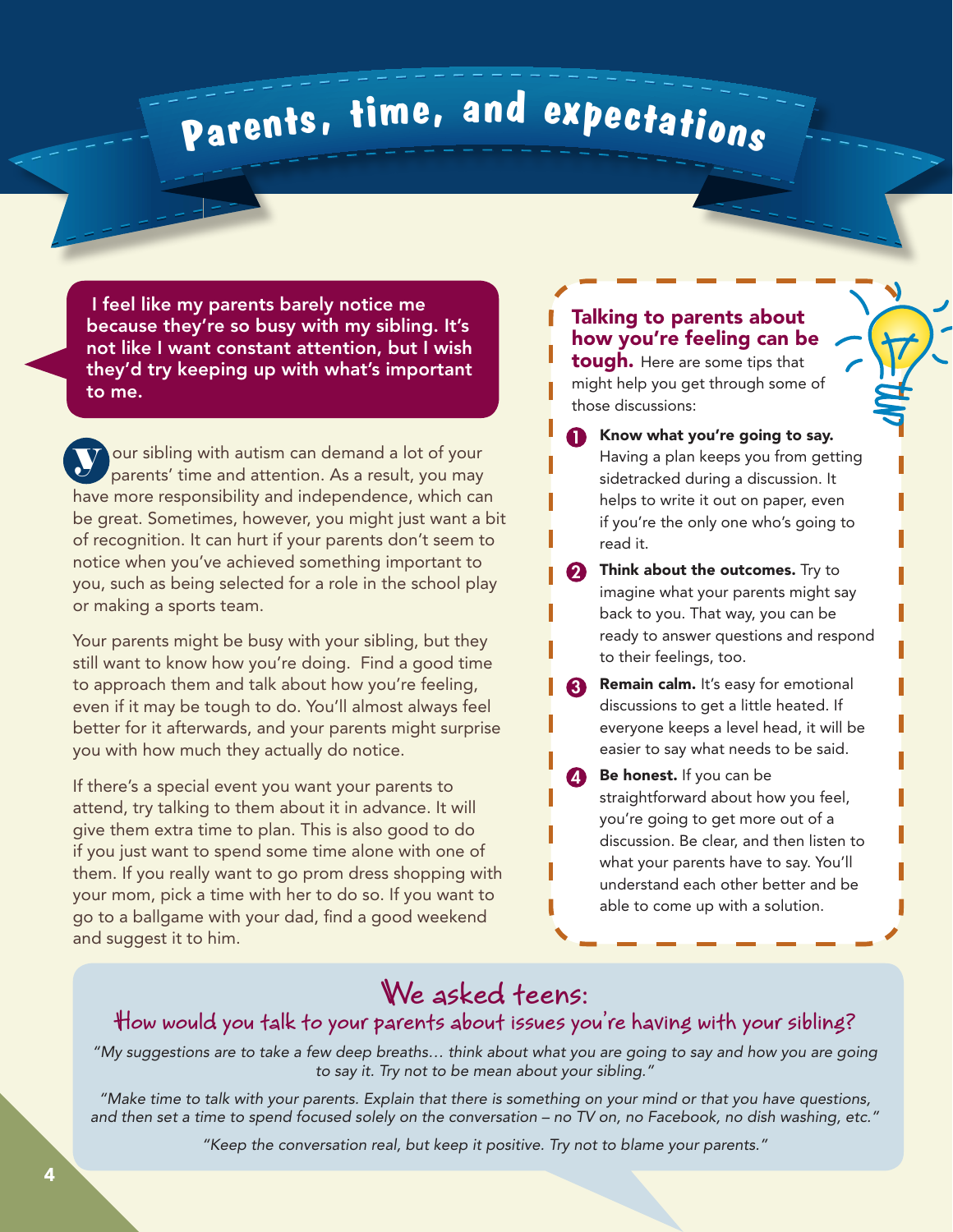# Parents, time, and expectations

**I feel like my parents barely notice me because they're so busy with my sibling. It's not like I want constant attention, but I wish they'd try keeping up with what's important to me.**

Your sibling with autism can demand a lot of your parents' time and attention. As a result, you may have more responsibility and independence, which can be great. Sometimes, however, you might just want a bit of recognition. It can hurt if your parents don't seem to notice when you've achieved something important to you, such as being selected for a role in the school play or making a sports team.

Your parents might be busy with your sibling, but they still want to know how you're doing. Find a good time to approach them and talk about how you're feeling, even if it may be tough to do. You'll almost always feel better for it afterwards, and your parents might surprise you with how much they actually do notice.

If there's a special event you want your parents to attend, try talking to them about it in advance. It will give them extra time to plan. This is also good to do if you just want to spend some time alone with one of them. If you really want to go prom dress shopping with your mom, pick a time with her to do so. If you want to go to a ballgame with your dad, find a good weekend and suggest it to him.

**Talking to parents about how you're feeling can be tough.** Here are some tips that might help you get through some of those discussions:

1. **Know what you're going to say.** Having a plan keeps you from getting sidetracked during a discussion. It helps to write it out on paper, even if you're the only one who's going to read it.
2. **Think about the outcomes.** Try to imagine what your parents might say back to you. That way, you can be ready to answer questions and respond to their feelings, too.
3. **Remain calm.** It's easy for emotional discussions to get a little heated. If everyone keeps a level head, it will be easier to say what needs to be said.
4. **Be honest.** If you can be straightforward about how you feel, you're going to get more out of a discussion. Be clear, and then listen to what your parents have to say. You'll understand each other better and be able to come up with a solution.

## We asked teens:

### How would you talk to your parents about issues you're having with your sibling?

*"My suggestions are to take a few deep breaths… think about what you are going to say and how you are going to say it. Try not to be mean about your sibling."*

*"Make time to talk with your parents. Explain that there is something on your mind or that you have questions, and then set a time to spend focused solely on the conversation – no TV on, no Facebook, no dish washing, etc."*

*"Keep the conversation real, but keep it positive. Try not to blame your parents."*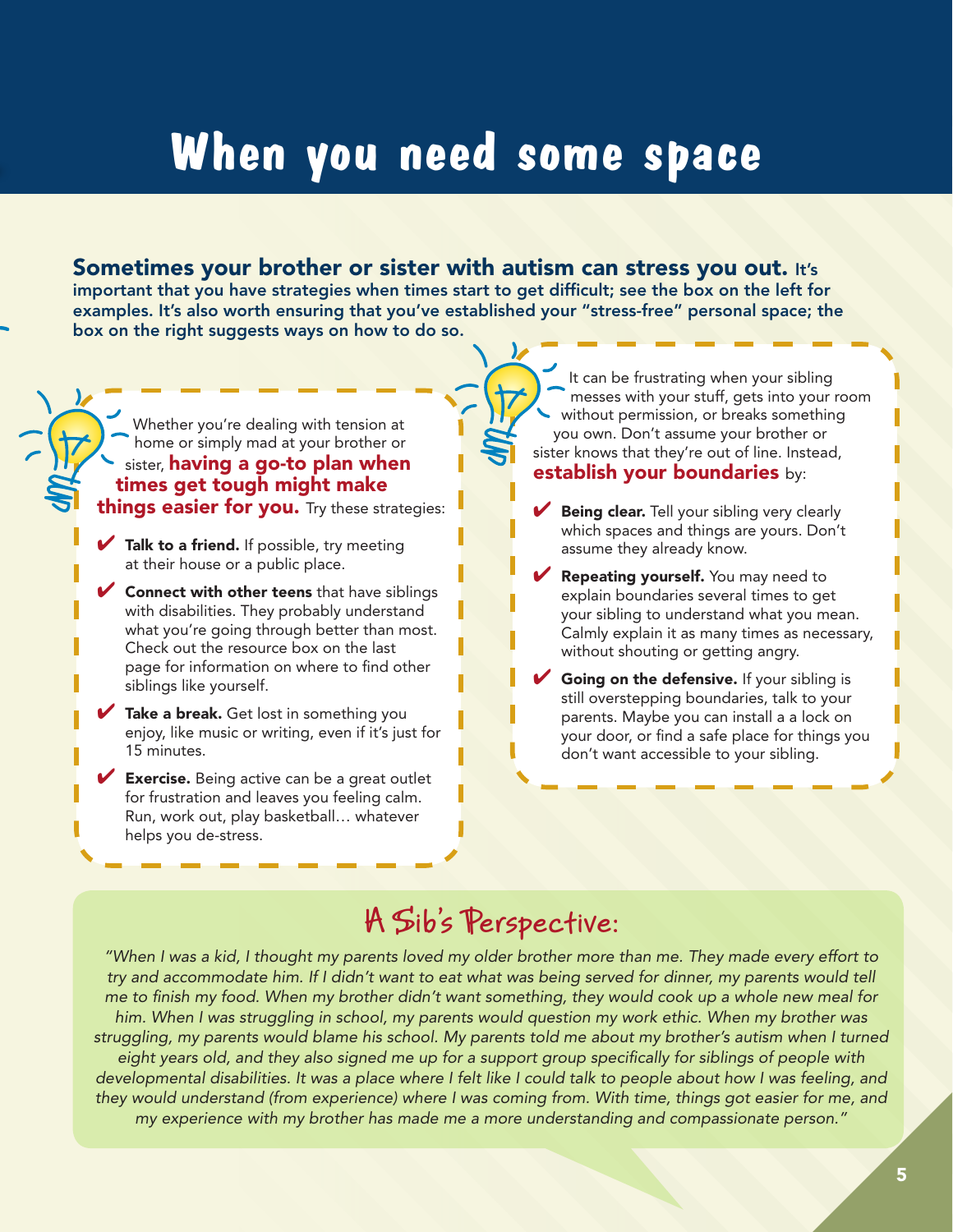# When you need some space

**Sometimes your brother or sister with autism can stress you out.** It's important that you have strategies when times start to get difficult; see the box on the left for examples. It's also worth ensuring that you've established your "stress-free" personal space; the box on the right suggests ways on how to do so.

Whether you're dealing with tension at home or simply mad at your brother or sister, **having a go-to plan when times get tough might make things easier for you.** Try these strategies:

- ✔ **Talk to a friend.** If possible, try meeting at their house or a public place.
- ✔ **Connect with other teens** that have siblings with disabilities. They probably understand what you're going through better than most. Check out the resource box on the last page for information on where to find other siblings like yourself.
- ✔ **Take a break.** Get lost in something you enjoy, like music or writing, even if it's just for 15 minutes.
- ✔ **Exercise.** Being active can be a great outlet for frustration and leaves you feeling calm. Run, work out, play basketball… whatever helps you de-stress.

It can be frustrating when your sibling messes with your stuff, gets into your room without permission, or breaks something you own. Don't assume your brother or sister knows that they're out of line. Instead, **establish your boundaries** by:

- ✔ **Being clear.** Tell your sibling very clearly which spaces and things are yours. Don't assume they already know.
- ✔ **Repeating yourself.** You may need to explain boundaries several times to get your sibling to understand what you mean. Calmly explain it as many times as necessary, without shouting or getting angry.
- ✔ **Going on the defensive.** If your sibling is still overstepping boundaries, talk to your parents. Maybe you can install a a lock on your door, or find a safe place for things you don't want accessible to your sibling.

## A Sib's Perspective:

*"When I was a kid, I thought my parents loved my older brother more than me. They made every effort to try and accommodate him. If I didn't want to eat what was being served for dinner, my parents would tell me to finish my food. When my brother didn't want something, they would cook up a whole new meal for him. When I was struggling in school, my parents would question my work ethic. When my brother was struggling, my parents would blame his school. My parents told me about my brother's autism when I turned eight years old, and they also signed me up for a support group specifically for siblings of people with developmental disabilities. It was a place where I felt like I could talk to people about how I was feeling, and they would understand (from experience) where I was coming from. With time, things got easier for me, and my experience with my brother has made me a more understanding and compassionate person."*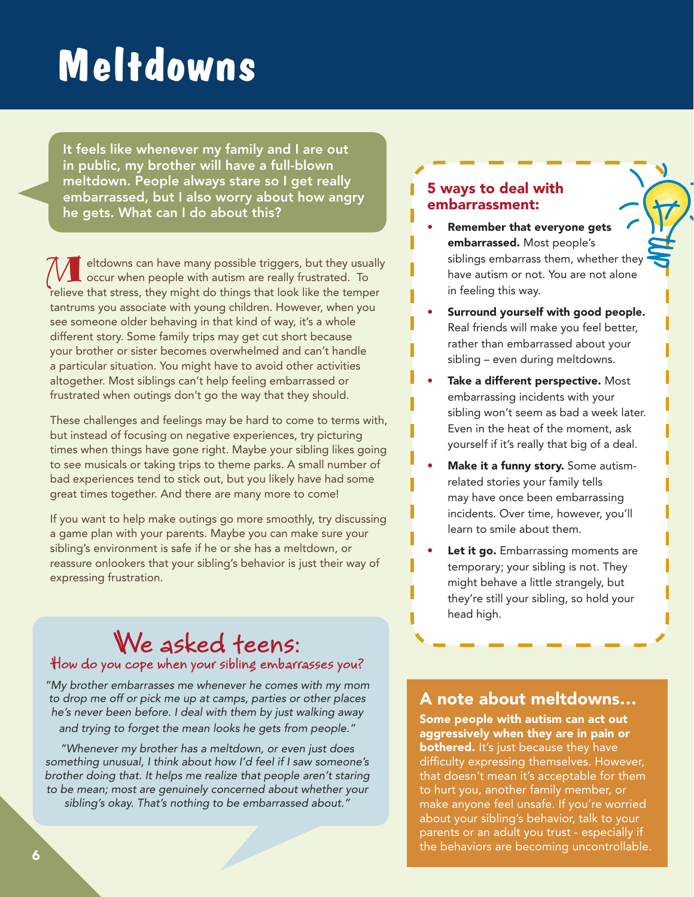# Meltdowns

**It feels like whenever my family and I are out in public, my brother will have a full-blown meltdown. People always stare so I get really embarrassed, but I also worry about how angry he gets. What can I do about this?**

Meltdowns can have many possible triggers, but they usually occur when people with autism are really frustrated. To relieve that stress, they might do things that look like the temper tantrums you associate with young children. However, when you see someone older behaving in that kind of way, it's a whole different story. Some family trips may get cut short because your brother or sister becomes overwhelmed and can't handle a particular situation. You might have to avoid other activities altogether. Most siblings can't help feeling embarrassed or frustrated when outings don't go the way that they should.

These challenges and feelings may be hard to come to terms with, but instead of focusing on negative experiences, try picturing times when things have gone right. Maybe your sibling likes going to see musicals or taking trips to theme parks. A small number of bad experiences tend to stick out, but you likely have had some great times together. And there are many more to come!

If you want to help make outings go more smoothly, try discussing a game plan with your parents. Maybe you can make sure your sibling's environment is safe if he or she has a meltdown, or reassure onlookers that your sibling's behavior is just their way of expressing frustration.

## We asked teens:

### How do you cope when your sibling embarrasses you?

*"My brother embarrasses me whenever he comes with my mom to drop me off or pick me up at camps, parties or other places he's never been before. I deal with them by just walking away and trying to forget the mean looks he gets from people."*

*"Whenever my brother has a meltdown, or even just does something unusual, I think about how I'd feel if I saw someone's brother doing that. It helps me realize that people aren't staring to be mean; most are genuinely concerned about whether your sibling's okay. That's nothing to be embarrassed about."*

## 5 ways to deal with embarrassment:

- **Remember that everyone gets embarrassed.** Most people's siblings embarrass them, whether they have autism or not. You are not alone in feeling this way.
- **Surround yourself with good people.** Real friends will make you feel better, rather than embarrassed about your sibling – even during meltdowns.
- **Take a different perspective.** Most embarrassing incidents with your sibling won't seem as bad a week later. Even in the heat of the moment, ask yourself if it's really that big of a deal.
- **Make it a funny story.** Some autism-related stories your family tells may have once been embarrassing incidents. Over time, however, you'll learn to smile about them.
- **Let it go.** Embarrassing moments are temporary; your sibling is not. They might behave a little strangely, but they're still your sibling, so hold your head high.

## A note about meltdowns...

**Some people with autism can act out aggressively when they are in pain or bothered.** It's just because they have difficulty expressing themselves. However, that doesn't mean it's acceptable for them to hurt you, another family member, or make anyone feel unsafe. If you're worried about your sibling's behavior, talk to your parents or an adult you trust - especially if the behaviors are becoming uncontrollable.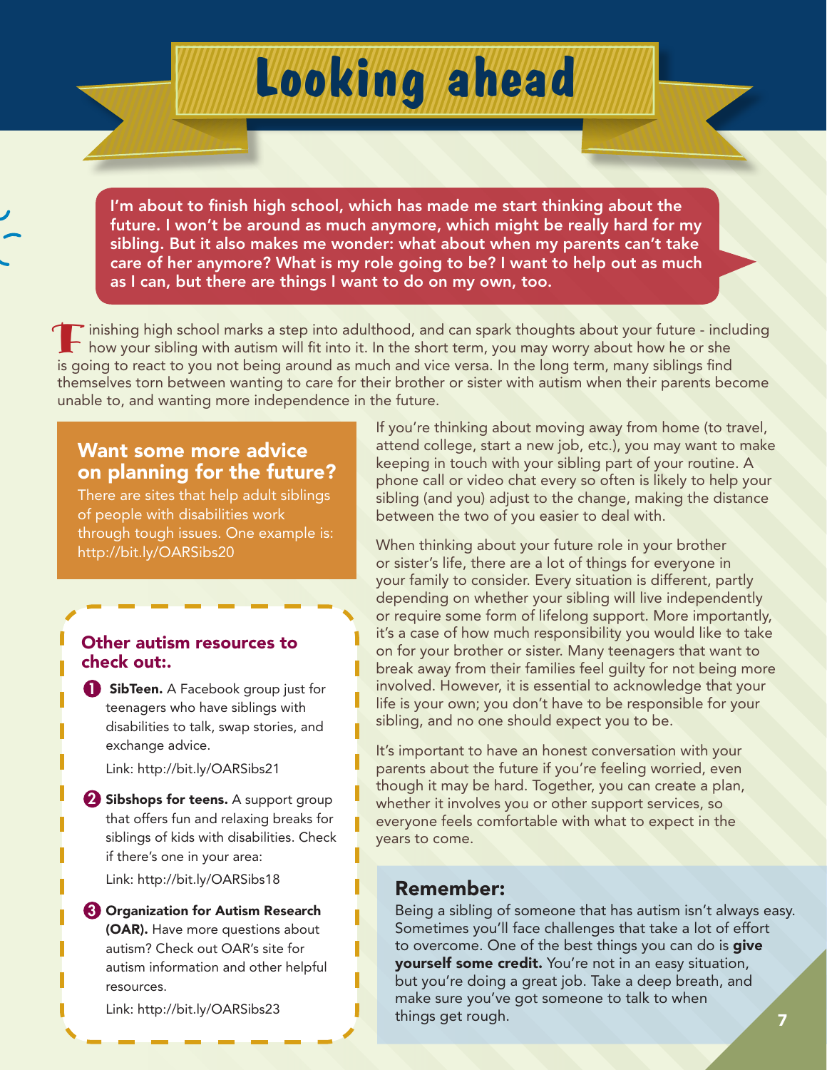# Looking ahead

**I'm about to finish high school, which has made me start thinking about the future. I won't be around as much anymore, which might be really hard for my sibling. But it also makes me wonder: what about when my parents can't take care of her anymore? What is my role going to be? I want to help out as much as I can, but there are things I want to do on my own, too.**

Finishing high school marks a step into adulthood, and can spark thoughts about your future - including how your sibling with autism will fit into it. In the short term, you may worry about how he or she is going to react to you not being around as much and vice versa. In the long term, many siblings find themselves torn between wanting to care for their brother or sister with autism when their parents become unable to, and wanting more independence in the future.

If you're thinking about moving away from home (to travel, attend college, start a new job, etc.), you may want to make keeping in touch with your sibling part of your routine. A phone call or video chat every so often is likely to help your sibling (and you) adjust to the change, making the distance between the two of you easier to deal with.

When thinking about your future role in your brother or sister's life, there are a lot of things for everyone in your family to consider. Every situation is different, partly depending on whether your sibling will live independently or require some form of lifelong support. More importantly, it's a case of how much responsibility you would like to take on for your brother or sister. Many teenagers that want to break away from their families feel guilty for not being more involved. However, it is essential to acknowledge that your life is your own; you don't have to be responsible for your sibling, and no one should expect you to be.

It's important to have an honest conversation with your parents about the future if you're feeling worried, even though it may be hard. Together, you can create a plan, whether it involves you or other support services, so everyone feels comfortable with what to expect in the years to come.

### Want some more advice on planning for the future?

There are sites that help adult siblings of people with disabilities work through tough issues. One example is: http://bit.ly/OARSibs20

### Other autism resources to check out:.

1. **SibTeen.** A Facebook group just for teenagers who have siblings with disabilities to talk, swap stories, and exchange advice.

   Link: http://bit.ly/OARSibs21

2. **Sibshops for teens.** A support group that offers fun and relaxing breaks for siblings of kids with disabilities. Check if there's one in your area:

   Link: http://bit.ly/OARSibs18

3. **Organization for Autism Research (OAR).** Have more questions about autism? Check out OAR's site for autism information and other helpful resources.

   Link: http://bit.ly/OARSibs23

### Remember:

Being a sibling of someone that has autism isn't always easy. Sometimes you'll face challenges that take a lot of effort to overcome. One of the best things you can do is **give yourself some credit.** You're not in an easy situation, but you're doing a great job. Take a deep breath, and make sure you've got someone to talk to when things get rough.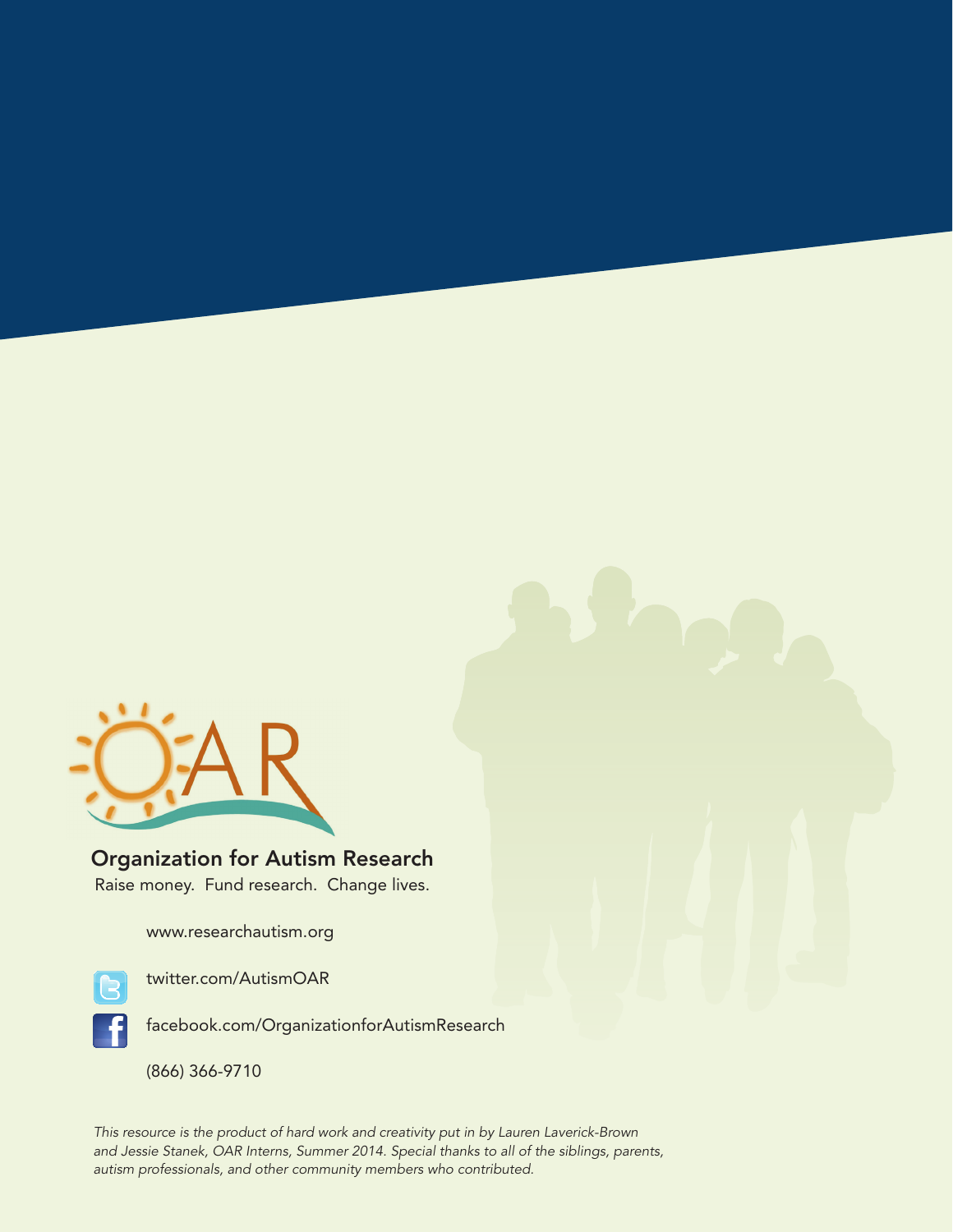OAR

**Organization for Autism Research**

Raise money. Fund research. Change lives.

www.researchautism.org

twitter.com/AutismOAR

facebook.com/OrganizationforAutismResearch

(866) 366-9710

*This resource is the product of hard work and creativity put in by Lauren Laverick-Brown and Jessie Stanek, OAR Interns, Summer 2014. Special thanks to all of the siblings, parents, autism professionals, and other community members who contributed.*